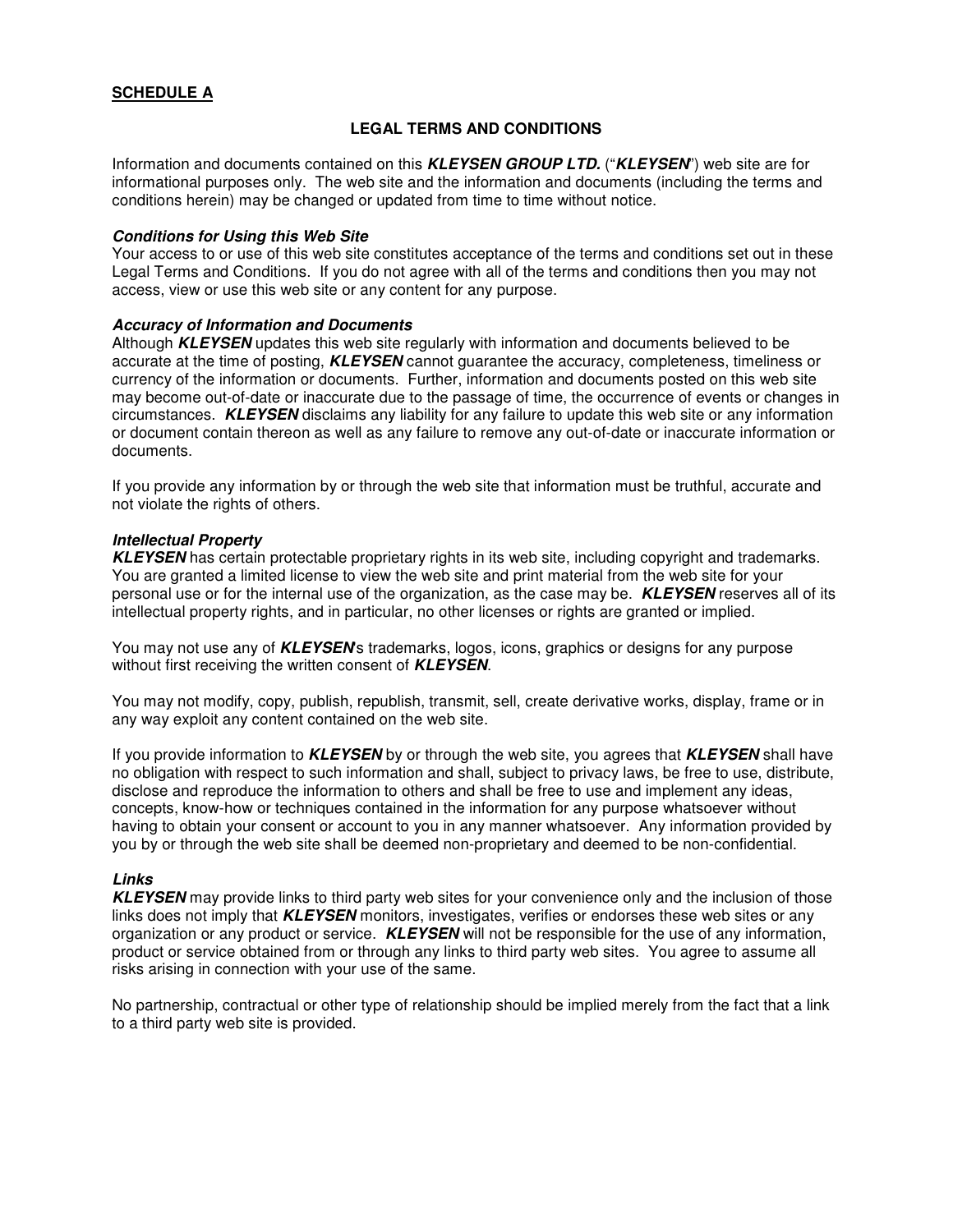**SCHEDULE A**

## LEGAL TERMS AND CONDITIONS

Information and documents contained on this ***KLEYSEN GROUP LTD.*** ("***KLEYSEN***") web site are for informational purposes only. The web site and the information and documents (including the terms and conditions herein) may be changed or updated from time to time without notice.

### *Conditions for Using this Web Site*

Your access to or use of this web site constitutes acceptance of the terms and conditions set out in these Legal Terms and Conditions. If you do not agree with all of the terms and conditions then you may not access, view or use this web site or any content for any purpose.

### *Accuracy of Information and Documents*

Although ***KLEYSEN*** updates this web site regularly with information and documents believed to be accurate at the time of posting, ***KLEYSEN*** cannot guarantee the accuracy, completeness, timeliness or currency of the information or documents. Further, information and documents posted on this web site may become out-of-date or inaccurate due to the passage of time, the occurrence of events or changes in circumstances. ***KLEYSEN*** disclaims any liability for any failure to update this web site or any information or document contain thereon as well as any failure to remove any out-of-date or inaccurate information or documents.

If you provide any information by or through the web site that information must be truthful, accurate and not violate the rights of others.

### *Intellectual Property*

***KLEYSEN*** has certain protectable proprietary rights in its web site, including copyright and trademarks. You are granted a limited license to view the web site and print material from the web site for your personal use or for the internal use of the organization, as the case may be. ***KLEYSEN*** reserves all of its intellectual property rights, and in particular, no other licenses or rights are granted or implied.

You may not use any of ***KLEYSEN***'s trademarks, logos, icons, graphics or designs for any purpose without first receiving the written consent of ***KLEYSEN***.

You may not modify, copy, publish, republish, transmit, sell, create derivative works, display, frame or in any way exploit any content contained on the web site.

If you provide information to ***KLEYSEN*** by or through the web site, you agrees that ***KLEYSEN*** shall have no obligation with respect to such information and shall, subject to privacy laws, be free to use, distribute, disclose and reproduce the information to others and shall be free to use and implement any ideas, concepts, know-how or techniques contained in the information for any purpose whatsoever without having to obtain your consent or account to you in any manner whatsoever. Any information provided by you by or through the web site shall be deemed non-proprietary and deemed to be non-confidential.

### *Links*

***KLEYSEN*** may provide links to third party web sites for your convenience only and the inclusion of those links does not imply that ***KLEYSEN*** monitors, investigates, verifies or endorses these web sites or any organization or any product or service. ***KLEYSEN*** will not be responsible for the use of any information, product or service obtained from or through any links to third party web sites. You agree to assume all risks arising in connection with your use of the same.

No partnership, contractual or other type of relationship should be implied merely from the fact that a link to a third party web site is provided.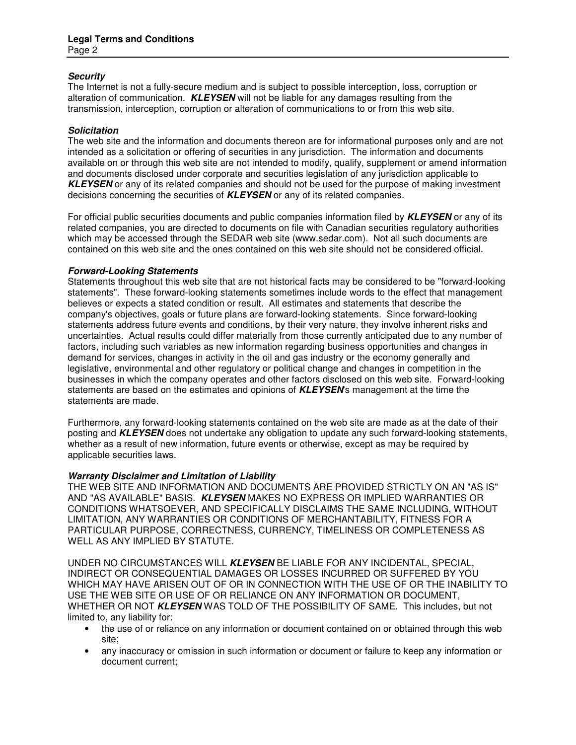### ***Security***

The Internet is not a fully-secure medium and is subject to possible interception, loss, corruption or alteration of communication. ***KLEYSEN*** will not be liable for any damages resulting from the transmission, interception, corruption or alteration of communications to or from this web site.

### ***Solicitation***

The web site and the information and documents thereon are for informational purposes only and are not intended as a solicitation or offering of securities in any jurisdiction. The information and documents available on or through this web site are not intended to modify, qualify, supplement or amend information and documents disclosed under corporate and securities legislation of any jurisdiction applicable to ***KLEYSEN*** or any of its related companies and should not be used for the purpose of making investment decisions concerning the securities of ***KLEYSEN*** or any of its related companies.

For official public securities documents and public companies information filed by ***KLEYSEN*** or any of its related companies, you are directed to documents on file with Canadian securities regulatory authorities which may be accessed through the SEDAR web site (www.sedar.com). Not all such documents are contained on this web site and the ones contained on this web site should not be considered official.

### ***Forward-Looking Statements***

Statements throughout this web site that are not historical facts may be considered to be "forward-looking statements". These forward-looking statements sometimes include words to the effect that management believes or expects a stated condition or result. All estimates and statements that describe the company's objectives, goals or future plans are forward-looking statements. Since forward-looking statements address future events and conditions, by their very nature, they involve inherent risks and uncertainties. Actual results could differ materially from those currently anticipated due to any number of factors, including such variables as new information regarding business opportunities and changes in demand for services, changes in activity in the oil and gas industry or the economy generally and legislative, environmental and other regulatory or political change and changes in competition in the businesses in which the company operates and other factors disclosed on this web site. Forward-looking statements are based on the estimates and opinions of ***KLEYSEN***'s management at the time the statements are made.

Furthermore, any forward-looking statements contained on the web site are made as at the date of their posting and ***KLEYSEN*** does not undertake any obligation to update any such forward-looking statements, whether as a result of new information, future events or otherwise, except as may be required by applicable securities laws.

### ***Warranty Disclaimer and Limitation of Liability***

THE WEB SITE AND INFORMATION AND DOCUMENTS ARE PROVIDED STRICTLY ON AN "AS IS" AND "AS AVAILABLE" BASIS. ***KLEYSEN*** MAKES NO EXPRESS OR IMPLIED WARRANTIES OR CONDITIONS WHATSOEVER, AND SPECIFICALLY DISCLAIMS THE SAME INCLUDING, WITHOUT LIMITATION, ANY WARRANTIES OR CONDITIONS OF MERCHANTABILITY, FITNESS FOR A PARTICULAR PURPOSE, CORRECTNESS, CURRENCY, TIMELINESS OR COMPLETENESS AS WELL AS ANY IMPLIED BY STATUTE.

UNDER NO CIRCUMSTANCES WILL ***KLEYSEN*** BE LIABLE FOR ANY INCIDENTAL, SPECIAL, INDIRECT OR CONSEQUENTIAL DAMAGES OR LOSSES INCURRED OR SUFFERED BY YOU WHICH MAY HAVE ARISEN OUT OF OR IN CONNECTION WITH THE USE OF OR THE INABILITY TO USE THE WEB SITE OR USE OF OR RELIANCE ON ANY INFORMATION OR DOCUMENT, WHETHER OR NOT ***KLEYSEN*** WAS TOLD OF THE POSSIBILITY OF SAME. This includes, but not limited to, any liability for:

- the use of or reliance on any information or document contained on or obtained through this web site;
- any inaccuracy or omission in such information or document or failure to keep any information or document current;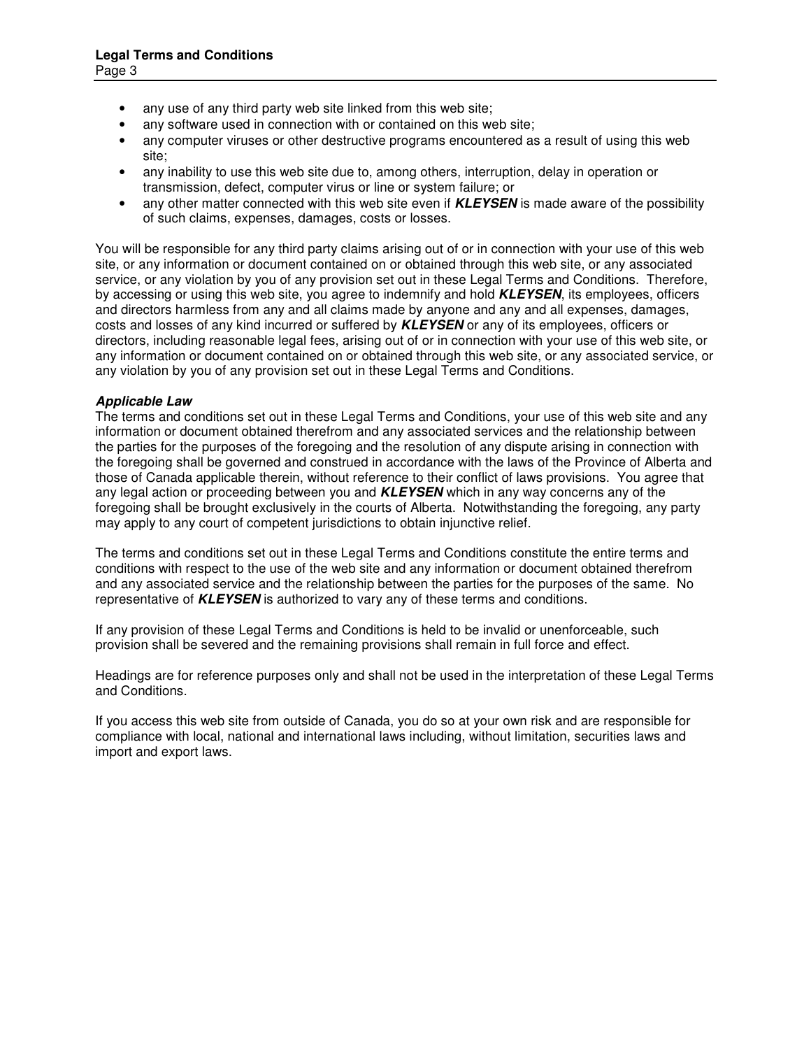- any use of any third party web site linked from this web site;
- any software used in connection with or contained on this web site;
- any computer viruses or other destructive programs encountered as a result of using this web site;
- any inability to use this web site due to, among others, interruption, delay in operation or transmission, defect, computer virus or line or system failure; or
- any other matter connected with this web site even if ***KLEYSEN*** is made aware of the possibility of such claims, expenses, damages, costs or losses.

You will be responsible for any third party claims arising out of or in connection with your use of this web site, or any information or document contained on or obtained through this web site, or any associated service, or any violation by you of any provision set out in these Legal Terms and Conditions. Therefore, by accessing or using this web site, you agree to indemnify and hold ***KLEYSEN***, its employees, officers and directors harmless from any and all claims made by anyone and any and all expenses, damages, costs and losses of any kind incurred or suffered by ***KLEYSEN*** or any of its employees, officers or directors, including reasonable legal fees, arising out of or in connection with your use of this web site, or any information or document contained on or obtained through this web site, or any associated service, or any violation by you of any provision set out in these Legal Terms and Conditions.

***Applicable Law***

The terms and conditions set out in these Legal Terms and Conditions, your use of this web site and any information or document obtained therefrom and any associated services and the relationship between the parties for the purposes of the foregoing and the resolution of any dispute arising in connection with the foregoing shall be governed and construed in accordance with the laws of the Province of Alberta and those of Canada applicable therein, without reference to their conflict of laws provisions. You agree that any legal action or proceeding between you and ***KLEYSEN*** which in any way concerns any of the foregoing shall be brought exclusively in the courts of Alberta. Notwithstanding the foregoing, any party may apply to any court of competent jurisdictions to obtain injunctive relief.

The terms and conditions set out in these Legal Terms and Conditions constitute the entire terms and conditions with respect to the use of the web site and any information or document obtained therefrom and any associated service and the relationship between the parties for the purposes of the same. No representative of ***KLEYSEN*** is authorized to vary any of these terms and conditions.

If any provision of these Legal Terms and Conditions is held to be invalid or unenforceable, such provision shall be severed and the remaining provisions shall remain in full force and effect.

Headings are for reference purposes only and shall not be used in the interpretation of these Legal Terms and Conditions.

If you access this web site from outside of Canada, you do so at your own risk and are responsible for compliance with local, national and international laws including, without limitation, securities laws and import and export laws.